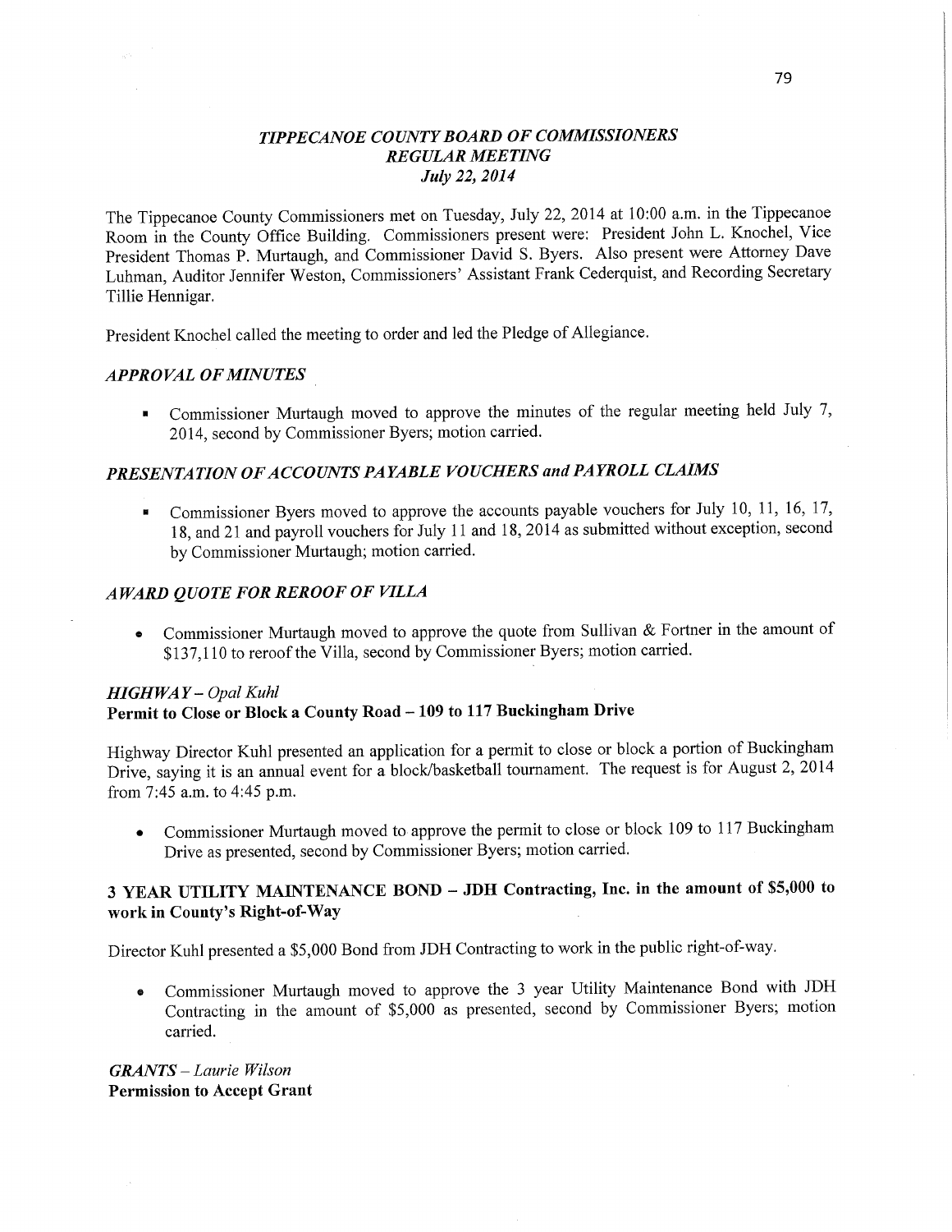# *TIPPECANOE COUNTY BOARD OF COMMISSIONERS*
## *REGULAR MEETING*
### *July 22, 2014*

The Tippecanoe County Commissioners met on Tuesday, July 22, 2014 at 10:00 a.m. in the Tippecanoe Room in the County Office Building. Commissioners present were: President John L. Knochel, Vice President Thomas P. Murtaugh, and Commissioner David S. Byers. Also present were Attorney Dave Luhman, Auditor Jennifer Weston, Commissioners' Assistant Frank Cederquist, and Recording Secretary Tillie Hennigar.

President Knochel called the meeting to order and led the Pledge of Allegiance.

## *APPROVAL OF MINUTES*

- Commissioner Murtaugh moved to approve the minutes of the regular meeting held July 7, 2014, second by Commissioner Byers; motion carried.

## *PRESENTATION OF ACCOUNTS PAYABLE VOUCHERS and PAYROLL CLAIMS*

- Commissioner Byers moved to approve the accounts payable vouchers for July 10, 11, 16, 17, 18, and 21 and payroll vouchers for July 11 and 18, 2014 as submitted without exception, second by Commissioner Murtaugh; motion carried.

## *AWARD QUOTE FOR REROOF OF VILLA*

- Commissioner Murtaugh moved to approve the quote from Sullivan & Fortner in the amount of $137,110 to reroof the Villa, second by Commissioner Byers; motion carried.

## *HIGHWAY – Opal Kuhl*

**Permit to Close or Block a County Road – 109 to 117 Buckingham Drive**

Highway Director Kuhl presented an application for a permit to close or block a portion of Buckingham Drive, saying it is an annual event for a block/basketball tournament. The request is for August 2, 2014 from 7:45 a.m. to 4:45 p.m.

- Commissioner Murtaugh moved to approve the permit to close or block 109 to 117 Buckingham Drive as presented, second by Commissioner Byers; motion carried.

**3 YEAR UTILITY MAINTENANCE BOND – JDH Contracting, Inc. in the amount of $5,000 to work in County's Right-of-Way**

Director Kuhl presented a $5,000 Bond from JDH Contracting to work in the public right-of-way.

- Commissioner Murtaugh moved to approve the 3 year Utility Maintenance Bond with JDH Contracting in the amount of $5,000 as presented, second by Commissioner Byers; motion carried.

## *GRANTS – Laurie Wilson*

**Permission to Accept Grant**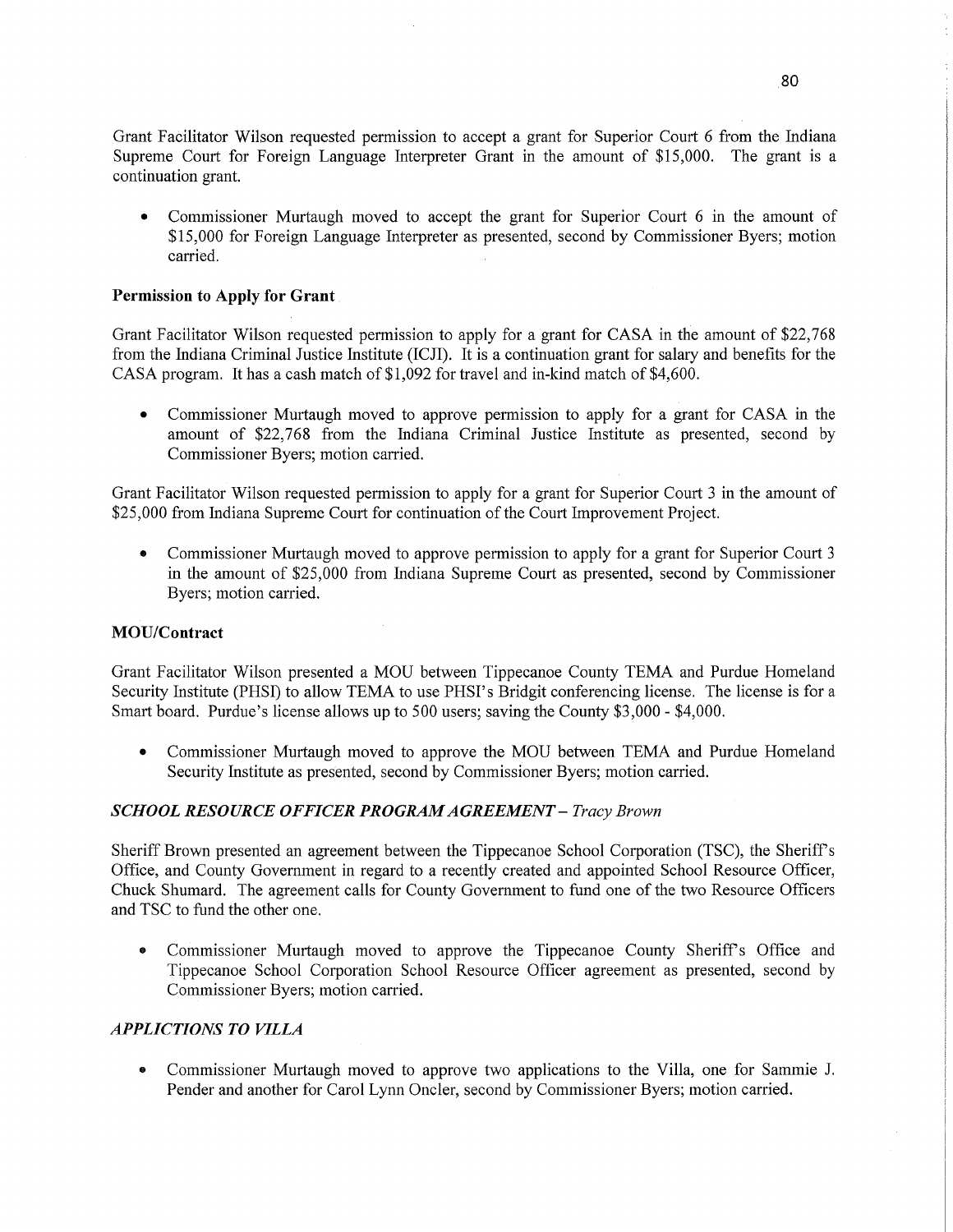Grant Facilitator Wilson requested permission to accept a grant for Superior Court 6 from the Indiana Supreme Court for Foreign Language Interpreter Grant in the amount of $15,000. The grant is a continuation grant.

- Commissioner Murtaugh moved to accept the grant for Superior Court 6 in the amount of $15,000 for Foreign Language Interpreter as presented, second by Commissioner Byers; motion carried.

**Permission to Apply for Grant**

Grant Facilitator Wilson requested permission to apply for a grant for CASA in the amount of $22,768 from the Indiana Criminal Justice Institute (ICJI). It is a continuation grant for salary and benefits for the CASA program. It has a cash match of $1,092 for travel and in-kind match of $4,600.

- Commissioner Murtaugh moved to approve permission to apply for a grant for CASA in the amount of $22,768 from the Indiana Criminal Justice Institute as presented, second by Commissioner Byers; motion carried.

Grant Facilitator Wilson requested permission to apply for a grant for Superior Court 3 in the amount of $25,000 from Indiana Supreme Court for continuation of the Court Improvement Project.

- Commissioner Murtaugh moved to approve permission to apply for a grant for Superior Court 3 in the amount of $25,000 from Indiana Supreme Court as presented, second by Commissioner Byers; motion carried.

**MOU/Contract**

Grant Facilitator Wilson presented a MOU between Tippecanoe County TEMA and Purdue Homeland Security Institute (PHSI) to allow TEMA to use PHSI's Bridgit conferencing license. The license is for a Smart board. Purdue's license allows up to 500 users; saving the County $3,000 - $4,000.

- Commissioner Murtaugh moved to approve the MOU between TEMA and Purdue Homeland Security Institute as presented, second by Commissioner Byers; motion carried.

***SCHOOL RESOURCE OFFICER PROGRAM AGREEMENT*** *– Tracy Brown*

Sheriff Brown presented an agreement between the Tippecanoe School Corporation (TSC), the Sheriff's Office, and County Government in regard to a recently created and appointed School Resource Officer, Chuck Shumard. The agreement calls for County Government to fund one of the two Resource Officers and TSC to fund the other one.

- Commissioner Murtaugh moved to approve the Tippecanoe County Sheriff's Office and Tippecanoe School Corporation School Resource Officer agreement as presented, second by Commissioner Byers; motion carried.

***APPLICTIONS TO VILLA***

- Commissioner Murtaugh moved to approve two applications to the Villa, one for Sammie J. Pender and another for Carol Lynn Oncler, second by Commissioner Byers; motion carried.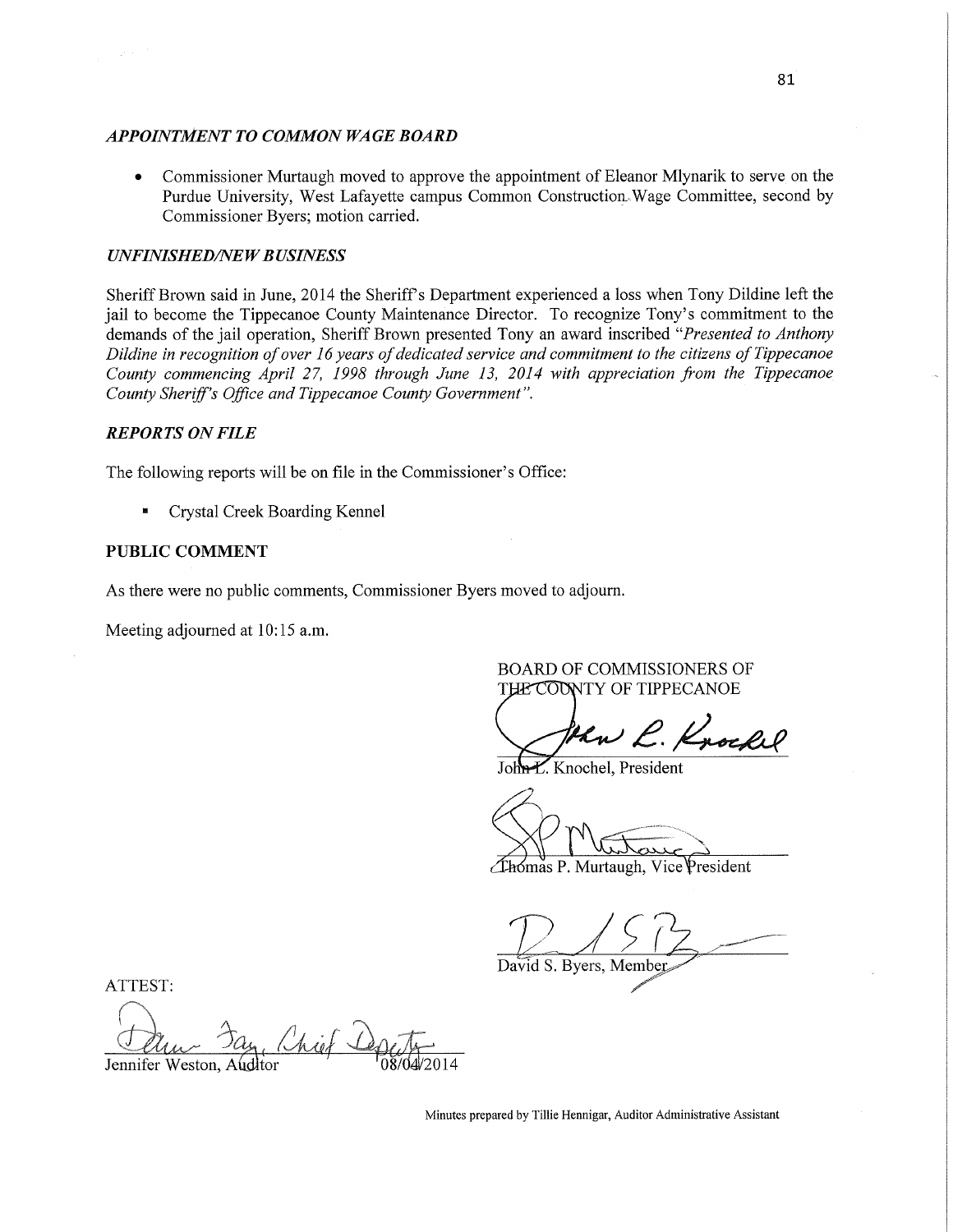### *APPOINTMENT TO COMMON WAGE BOARD*

- Commissioner Murtaugh moved to approve the appointment of Eleanor Mlynarik to serve on the Purdue University, West Lafayette campus Common Construction Wage Committee, second by Commissioner Byers; motion carried.

### *UNFINISHED/NEW BUSINESS*

Sheriff Brown said in June, 2014 the Sheriff's Department experienced a loss when Tony Dildine left the jail to become the Tippecanoe County Maintenance Director. To recognize Tony's commitment to the demands of the jail operation, Sheriff Brown presented Tony an award inscribed *"Presented to Anthony Dildine in recognition of over 16 years of dedicated service and commitment to the citizens of Tippecanoe County commencing April 27, 1998 through June 13, 2014 with appreciation from the Tippecanoe County Sheriff's Office and Tippecanoe County Government".*

### *REPORTS ON FILE*

The following reports will be on file in the Commissioner's Office:

- Crystal Creek Boarding Kennel

### PUBLIC COMMENT

As there were no public comments, Commissioner Byers moved to adjourn.

Meeting adjourned at 10:15 a.m.

BOARD OF COMMISSIONERS OF THE COUNTY OF TIPPECANOE

John L. Knochel, President

Thomas P. Murtaugh, Vice President

David S. Byers, Member

ATTEST:

Jennifer Weston, Auditor 08/04/2014

Minutes prepared by Tillie Hennigar, Auditor Administrative Assistant